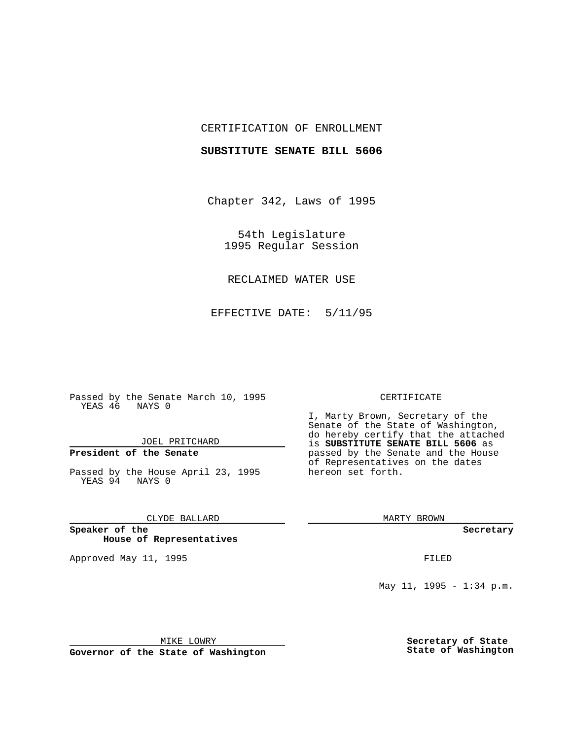CERTIFICATION OF ENROLLMENT

**SUBSTITUTE SENATE BILL 5606**

Chapter 342, Laws of 1995

54th Legislature
1995 Regular Session

RECLAIMED WATER USE

EFFECTIVE DATE: 5/11/95

Passed by the Senate March 10, 1995
YEAS 46 NAYS 0

JOEL PRITCHARD

**President of the Senate**

Passed by the House April 23, 1995
YEAS 94 NAYS 0

CLYDE BALLARD

**Speaker of the House of Representatives**

Approved May 11, 1995

MIKE LOWRY

**Governor of the State of Washington**

CERTIFICATE

I, Marty Brown, Secretary of the Senate of the State of Washington, do hereby certify that the attached is **SUBSTITUTE SENATE BILL 5606** as passed by the Senate and the House of Representatives on the dates hereon set forth.

MARTY BROWN

**Secretary**

FILED

May 11, 1995 - 1:34 p.m.

**Secretary of State**
**State of Washington**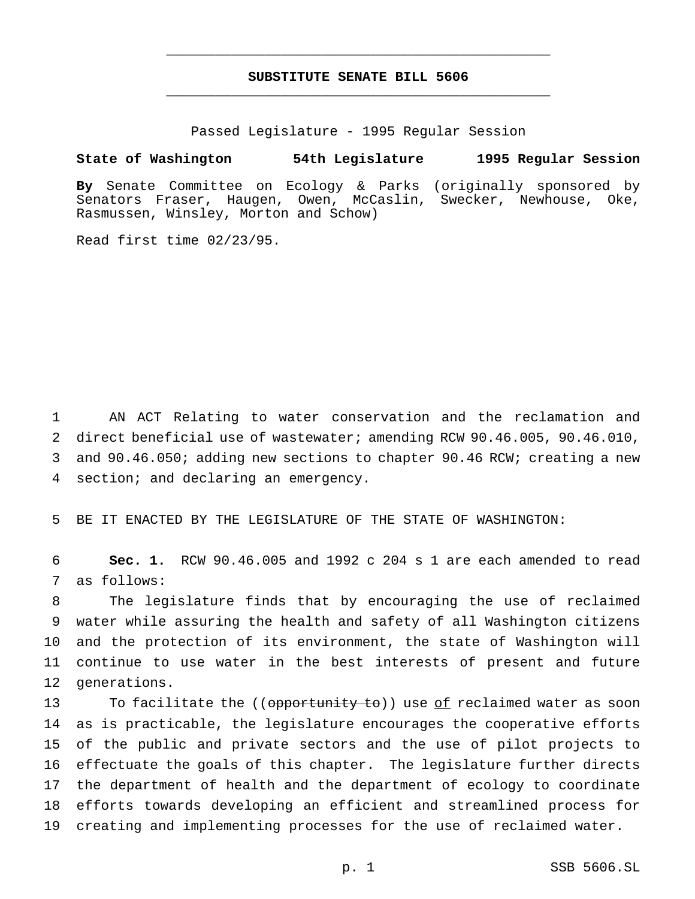# SUBSTITUTE SENATE BILL 5606

Passed Legislature - 1995 Regular Session

**State of Washington 54th Legislature 1995 Regular Session**

**By** Senate Committee on Ecology & Parks (originally sponsored by Senators Fraser, Haugen, Owen, McCaslin, Swecker, Newhouse, Oke, Rasmussen, Winsley, Morton and Schow)

Read first time 02/23/95.

AN ACT Relating to water conservation and the reclamation and direct beneficial use of wastewater; amending RCW 90.46.005, 90.46.010, and 90.46.050; adding new sections to chapter 90.46 RCW; creating a new section; and declaring an emergency.

BE IT ENACTED BY THE LEGISLATURE OF THE STATE OF WASHINGTON:

**Sec. 1.** RCW 90.46.005 and 1992 c 204 s 1 are each amended to read as follows:

The legislature finds that by encouraging the use of reclaimed water while assuring the health and safety of all Washington citizens and the protection of its environment, the state of Washington will continue to use water in the best interests of present and future generations.

To facilitate the ((~~opportunity to~~)) use <u>of</u> reclaimed water as soon as is practicable, the legislature encourages the cooperative efforts of the public and private sectors and the use of pilot projects to effectuate the goals of this chapter. The legislature further directs the department of health and the department of ecology to coordinate efforts towards developing an efficient and streamlined process for creating and implementing processes for the use of reclaimed water.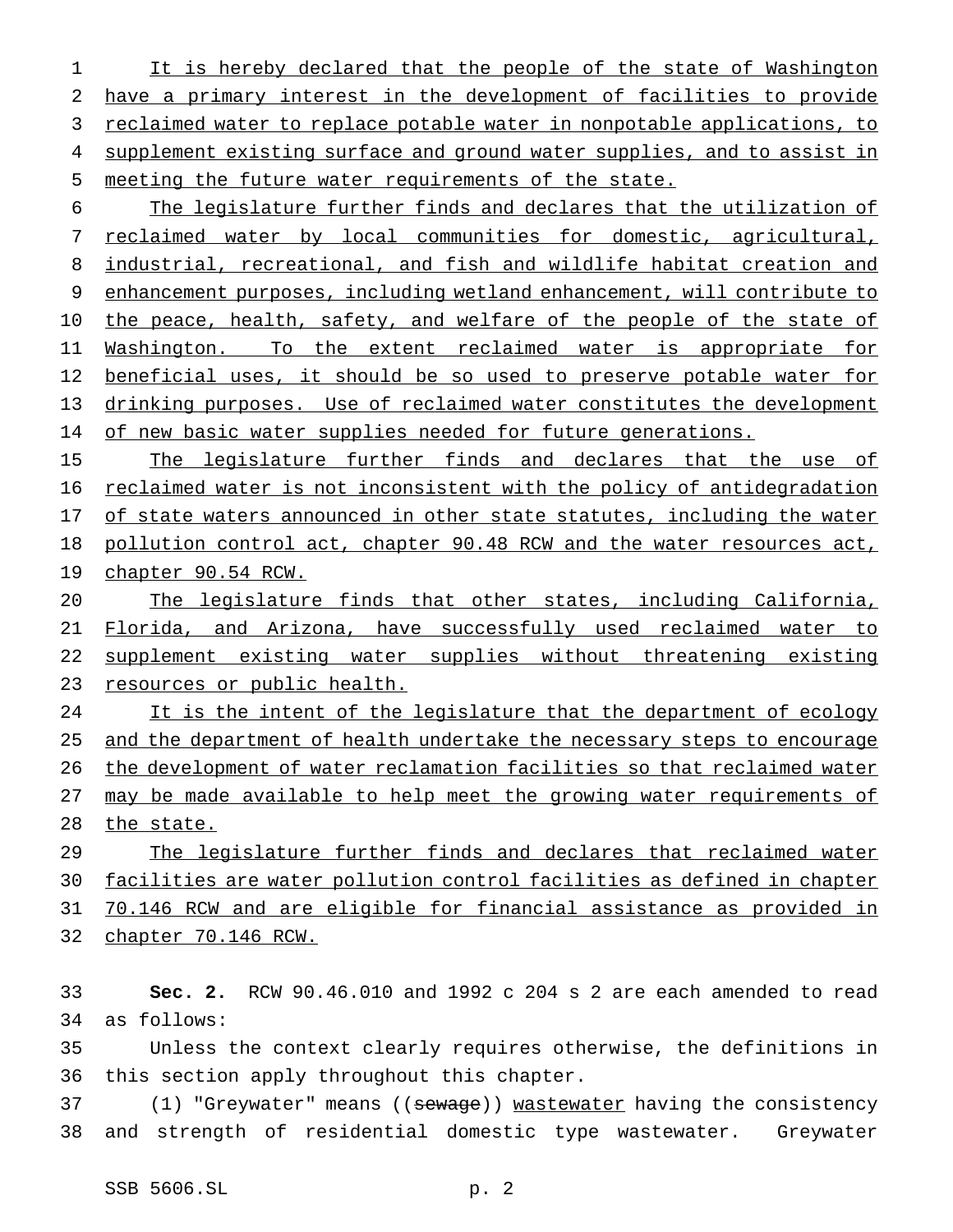It is hereby declared that the people of the state of Washington have a primary interest in the development of facilities to provide reclaimed water to replace potable water in nonpotable applications, to supplement existing surface and ground water supplies, and to assist in meeting the future water requirements of the state.

The legislature further finds and declares that the utilization of reclaimed water by local communities for domestic, agricultural, industrial, recreational, and fish and wildlife habitat creation and enhancement purposes, including wetland enhancement, will contribute to the peace, health, safety, and welfare of the people of the state of Washington. To the extent reclaimed water is appropriate for beneficial uses, it should be so used to preserve potable water for drinking purposes. Use of reclaimed water constitutes the development of new basic water supplies needed for future generations.

The legislature further finds and declares that the use of reclaimed water is not inconsistent with the policy of antidegradation of state waters announced in other state statutes, including the water pollution control act, chapter 90.48 RCW and the water resources act, chapter 90.54 RCW.

The legislature finds that other states, including California, Florida, and Arizona, have successfully used reclaimed water to supplement existing water supplies without threatening existing resources or public health.

It is the intent of the legislature that the department of ecology and the department of health undertake the necessary steps to encourage the development of water reclamation facilities so that reclaimed water may be made available to help meet the growing water requirements of the state.

The legislature further finds and declares that reclaimed water facilities are water pollution control facilities as defined in chapter 70.146 RCW and are eligible for financial assistance as provided in chapter 70.146 RCW.

**Sec. 2.** RCW 90.46.010 and 1992 c 204 s 2 are each amended to read as follows:

Unless the context clearly requires otherwise, the definitions in this section apply throughout this chapter.

(1) "Greywater" means ((~~sewage~~)) wastewater having the consistency and strength of residential domestic type wastewater. Greywater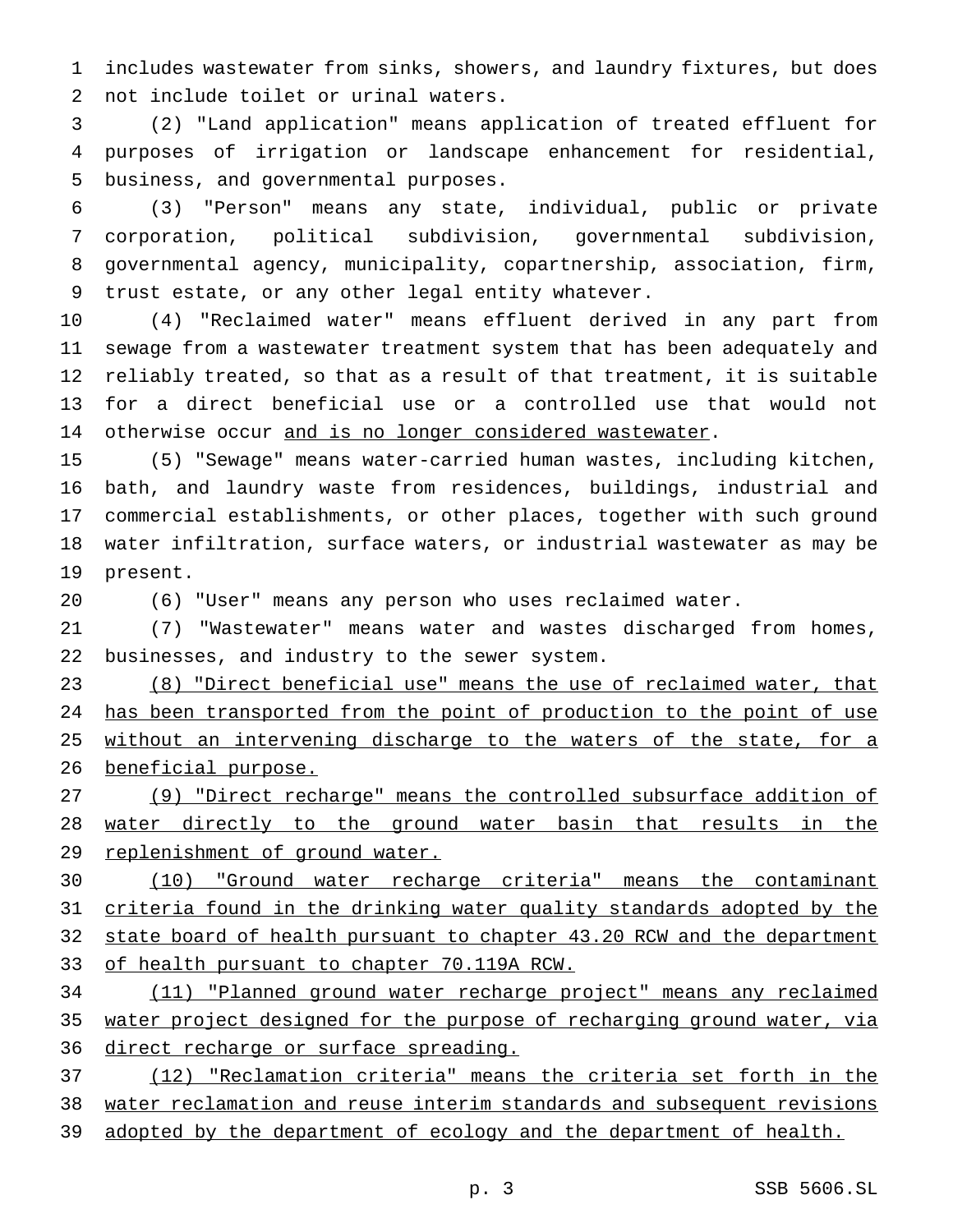includes wastewater from sinks, showers, and laundry fixtures, but does not include toilet or urinal waters.

(2) "Land application" means application of treated effluent for purposes of irrigation or landscape enhancement for residential, business, and governmental purposes.

(3) "Person" means any state, individual, public or private corporation, political subdivision, governmental subdivision, governmental agency, municipality, copartnership, association, firm, trust estate, or any other legal entity whatever.

(4) "Reclaimed water" means effluent derived in any part from sewage from a wastewater treatment system that has been adequately and reliably treated, so that as a result of that treatment, it is suitable for a direct beneficial use or a controlled use that would not otherwise occur <u>and is no longer considered wastewater</u>.

(5) "Sewage" means water-carried human wastes, including kitchen, bath, and laundry waste from residences, buildings, industrial and commercial establishments, or other places, together with such ground water infiltration, surface waters, or industrial wastewater as may be present.

(6) "User" means any person who uses reclaimed water.

(7) "Wastewater" means water and wastes discharged from homes, businesses, and industry to the sewer system.

<u>(8) "Direct beneficial use" means the use of reclaimed water, that has been transported from the point of production to the point of use without an intervening discharge to the waters of the state, for a beneficial purpose.</u>

<u>(9) "Direct recharge" means the controlled subsurface addition of water directly to the ground water basin that results in the replenishment of ground water.</u>

<u>(10) "Ground water recharge criteria" means the contaminant criteria found in the drinking water quality standards adopted by the state board of health pursuant to chapter 43.20 RCW and the department of health pursuant to chapter 70.119A RCW.</u>

<u>(11) "Planned ground water recharge project" means any reclaimed water project designed for the purpose of recharging ground water, via direct recharge or surface spreading.</u>

<u>(12) "Reclamation criteria" means the criteria set forth in the water reclamation and reuse interim standards and subsequent revisions adopted by the department of ecology and the department of health.</u>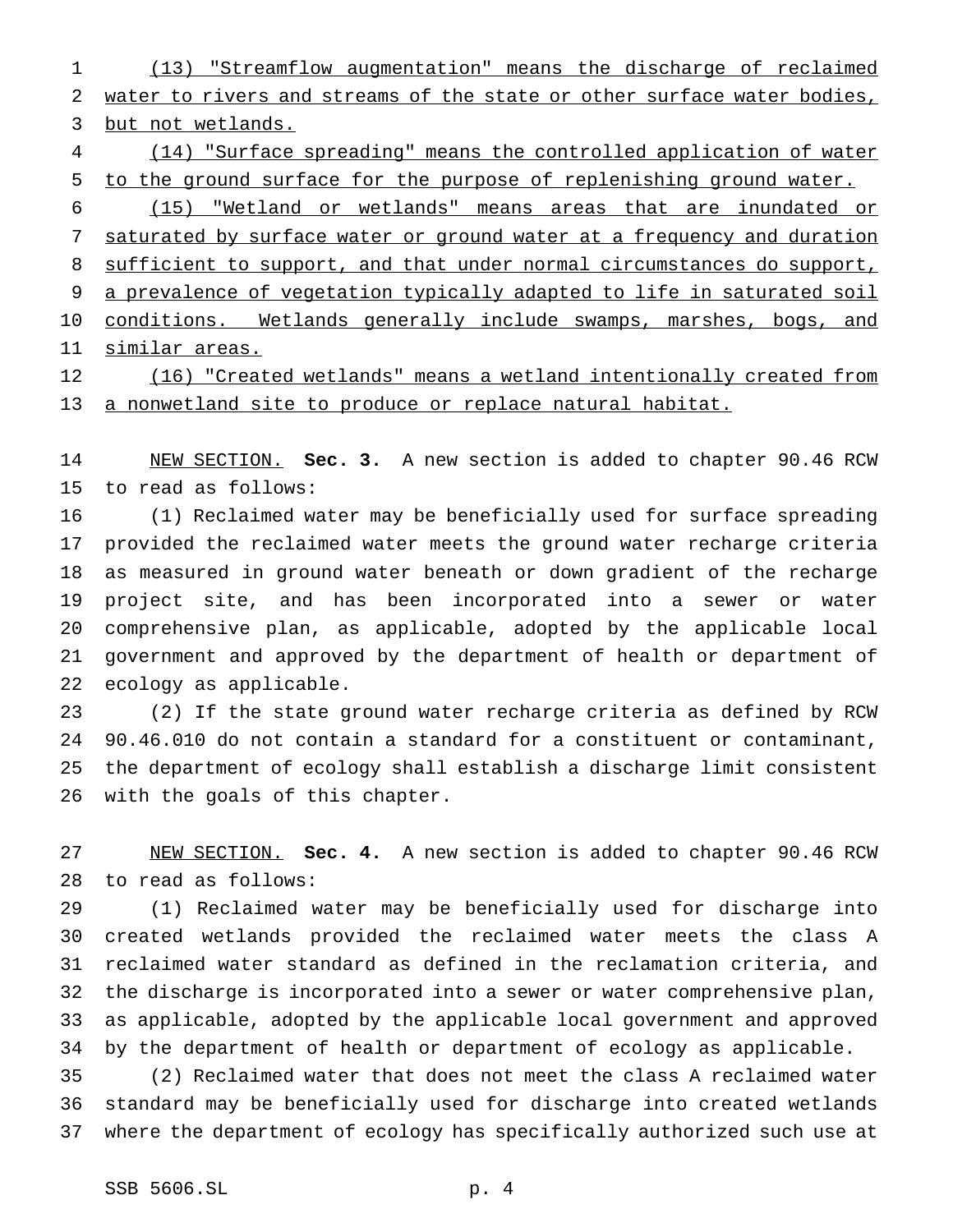(13) "Streamflow augmentation" means the discharge of reclaimed water to rivers and streams of the state or other surface water bodies, but not wetlands.

(14) "Surface spreading" means the controlled application of water to the ground surface for the purpose of replenishing ground water.

(15) "Wetland or wetlands" means areas that are inundated or saturated by surface water or ground water at a frequency and duration sufficient to support, and that under normal circumstances do support, a prevalence of vegetation typically adapted to life in saturated soil conditions. Wetlands generally include swamps, marshes, bogs, and similar areas.

(16) "Created wetlands" means a wetland intentionally created from a nonwetland site to produce or replace natural habitat.

NEW SECTION. **Sec. 3.** A new section is added to chapter 90.46 RCW to read as follows:

(1) Reclaimed water may be beneficially used for surface spreading provided the reclaimed water meets the ground water recharge criteria as measured in ground water beneath or down gradient of the recharge project site, and has been incorporated into a sewer or water comprehensive plan, as applicable, adopted by the applicable local government and approved by the department of health or department of ecology as applicable.

(2) If the state ground water recharge criteria as defined by RCW 90.46.010 do not contain a standard for a constituent or contaminant, the department of ecology shall establish a discharge limit consistent with the goals of this chapter.

NEW SECTION. **Sec. 4.** A new section is added to chapter 90.46 RCW to read as follows:

(1) Reclaimed water may be beneficially used for discharge into created wetlands provided the reclaimed water meets the class A reclaimed water standard as defined in the reclamation criteria, and the discharge is incorporated into a sewer or water comprehensive plan, as applicable, adopted by the applicable local government and approved by the department of health or department of ecology as applicable.

(2) Reclaimed water that does not meet the class A reclaimed water standard may be beneficially used for discharge into created wetlands where the department of ecology has specifically authorized such use at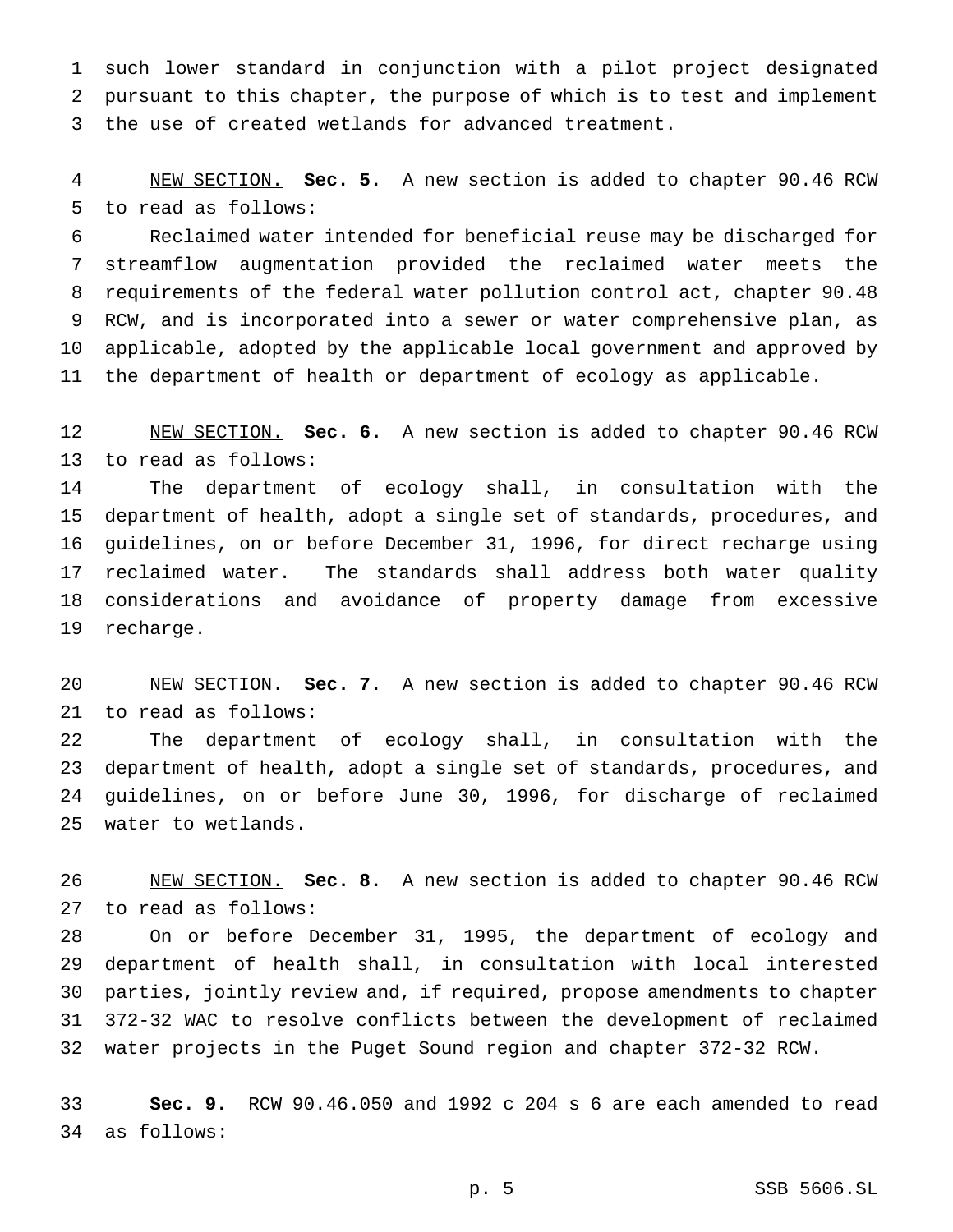such lower standard in conjunction with a pilot project designated pursuant to this chapter, the purpose of which is to test and implement the use of created wetlands for advanced treatment.

NEW SECTION. **Sec. 5.** A new section is added to chapter 90.46 RCW to read as follows:

Reclaimed water intended for beneficial reuse may be discharged for streamflow augmentation provided the reclaimed water meets the requirements of the federal water pollution control act, chapter 90.48 RCW, and is incorporated into a sewer or water comprehensive plan, as applicable, adopted by the applicable local government and approved by the department of health or department of ecology as applicable.

NEW SECTION. **Sec. 6.** A new section is added to chapter 90.46 RCW to read as follows:

The department of ecology shall, in consultation with the department of health, adopt a single set of standards, procedures, and guidelines, on or before December 31, 1996, for direct recharge using reclaimed water. The standards shall address both water quality considerations and avoidance of property damage from excessive recharge.

NEW SECTION. **Sec. 7.** A new section is added to chapter 90.46 RCW to read as follows:

The department of ecology shall, in consultation with the department of health, adopt a single set of standards, procedures, and guidelines, on or before June 30, 1996, for discharge of reclaimed water to wetlands.

NEW SECTION. **Sec. 8.** A new section is added to chapter 90.46 RCW to read as follows:

On or before December 31, 1995, the department of ecology and department of health shall, in consultation with local interested parties, jointly review and, if required, propose amendments to chapter 372-32 WAC to resolve conflicts between the development of reclaimed water projects in the Puget Sound region and chapter 372-32 RCW.

**Sec. 9.** RCW 90.46.050 and 1992 c 204 s 6 are each amended to read as follows: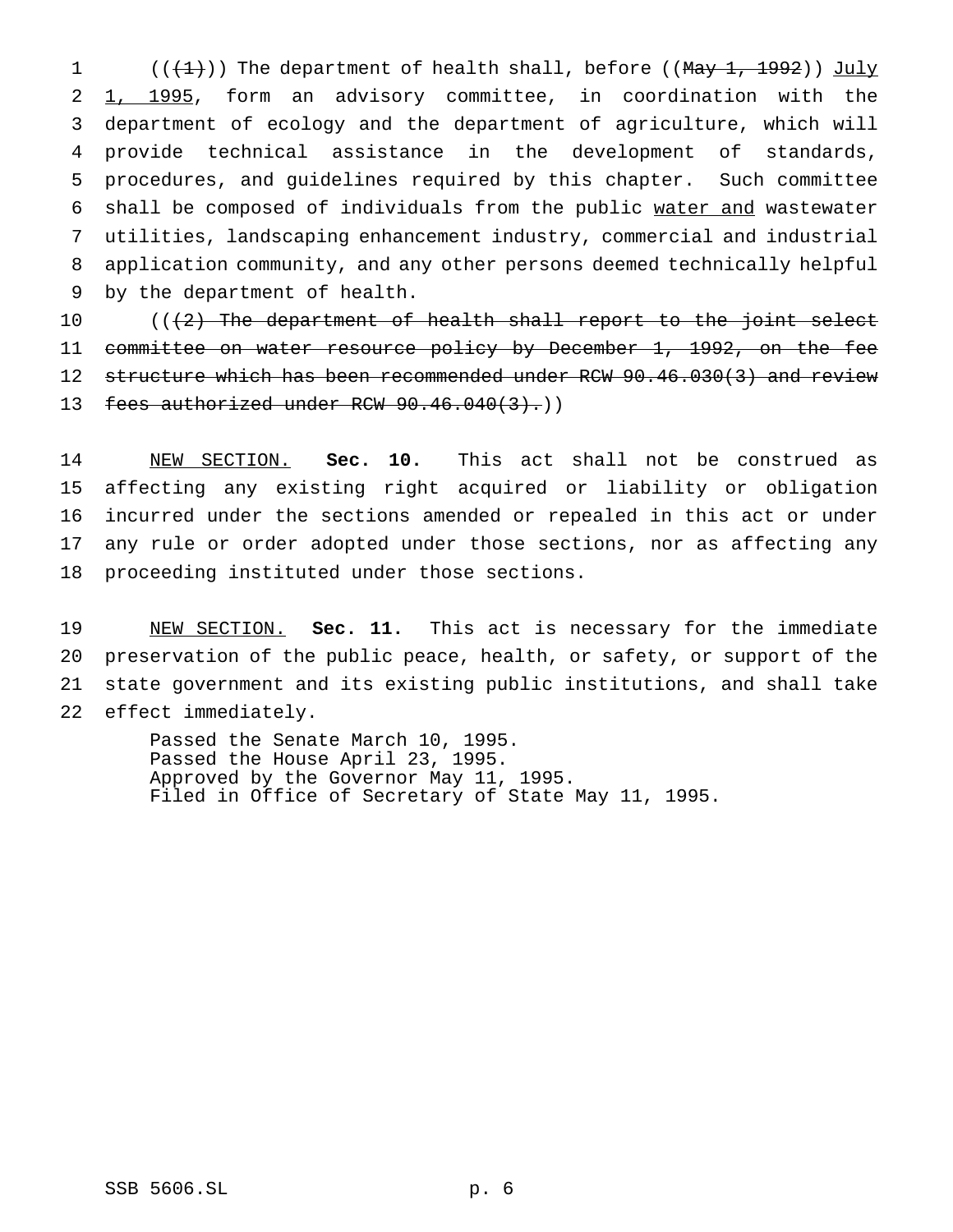((~~(1)~~)) The department of health shall, before ((~~May 1, 1992~~)) <u>July 1, 1995</u>, form an advisory committee, in coordination with the department of ecology and the department of agriculture, which will provide technical assistance in the development of standards, procedures, and guidelines required by this chapter. Such committee shall be composed of individuals from the public <u>water and</u> wastewater utilities, landscaping enhancement industry, commercial and industrial application community, and any other persons deemed technically helpful by the department of health.

((~~(2) The department of health shall report to the joint select committee on water resource policy by December 1, 1992, on the fee structure which has been recommended under RCW 90.46.030(3) and review fees authorized under RCW 90.46.040(3).~~))

<u>NEW SECTION.</u> **Sec. 10.** This act shall not be construed as affecting any existing right acquired or liability or obligation incurred under the sections amended or repealed in this act or under any rule or order adopted under those sections, nor as affecting any proceeding instituted under those sections.

<u>NEW SECTION.</u> **Sec. 11.** This act is necessary for the immediate preservation of the public peace, health, or safety, or support of the state government and its existing public institutions, and shall take effect immediately.

Passed the Senate March 10, 1995.
Passed the House April 23, 1995.
Approved by the Governor May 11, 1995.
Filed in Office of Secretary of State May 11, 1995.